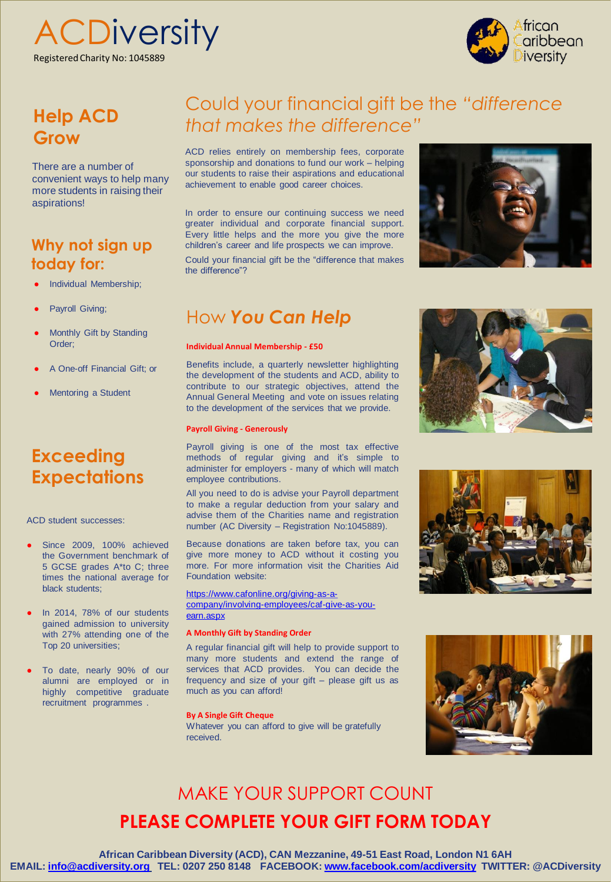# ACDiversity

Registered Charity No: 1045889

African Caribbean Diversity

## Help ACD Grow

There are a number of convenient ways to help many more students in raising their aspirations!

## Why not sign up today for:

- Individual Membership;
- Payroll Giving;
- Monthly Gift by Standing Order;
- A One-off Financial Gift; or
- Mentoring a Student

## Exceeding Expectations

ACD student successes:

- Since 2009, 100% achieved the Government benchmark of 5 GCSE grades A*to C; three times the national average for black students;
- In 2014, 78% of our students gained admission to university with 27% attending one of the Top 20 universities;
- To date, nearly 90% of our alumni are employed or in highly competitive graduate recruitment programmes .

## Could your financial gift be the *"difference that makes the difference"*

ACD relies entirely on membership fees, corporate sponsorship and donations to fund our work – helping our students to raise their aspirations and educational achievement to enable good career choices.

In order to ensure our continuing success we need greater individual and corporate financial support. Every little helps and the more you give the more children's career and life prospects we can improve.

Could your financial gift be the "difference that makes the difference"?

## How *You Can Help*

**Individual Annual Membership - £50**

Benefits include, a quarterly newsletter highlighting the development of the students and ACD, ability to contribute to our strategic objectives, attend the Annual General Meeting and vote on issues relating to the development of the services that we provide.

**Payroll Giving - Generously**

Payroll giving is one of the most tax effective methods of regular giving and it's simple to administer for employers - many of which will match employee contributions.

All you need to do is advise your Payroll department to make a regular deduction from your salary and advise them of the Charities name and registration number (AC Diversity – Registration No:1045889).

Because donations are taken before tax, you can give more money to ACD without it costing you more. For more information visit the Charities Aid Foundation website:

https://www.cafonline.org/giving-as-a-company/involving-employees/caf-give-as-you-earn.aspx

**A Monthly Gift by Standing Order**

A regular financial gift will help to provide support to many more students and extend the range of services that ACD provides. You can decide the frequency and size of your gift – please gift us as much as you can afford!

**By A Single Gift Cheque**

Whatever you can afford to give will be gratefully received.

## MAKE YOUR SUPPORT COUNT

## PLEASE COMPLETE YOUR GIFT FORM TODAY

**African Caribbean Diversity (ACD), CAN Mezzanine, 49-51 East Road, London N1 6AH**
**EMAIL: info@acdiversity.org TEL: 0207 250 8148 FACEBOOK: www.facebook.com/acdiversity TWITTER: @ACDiversity**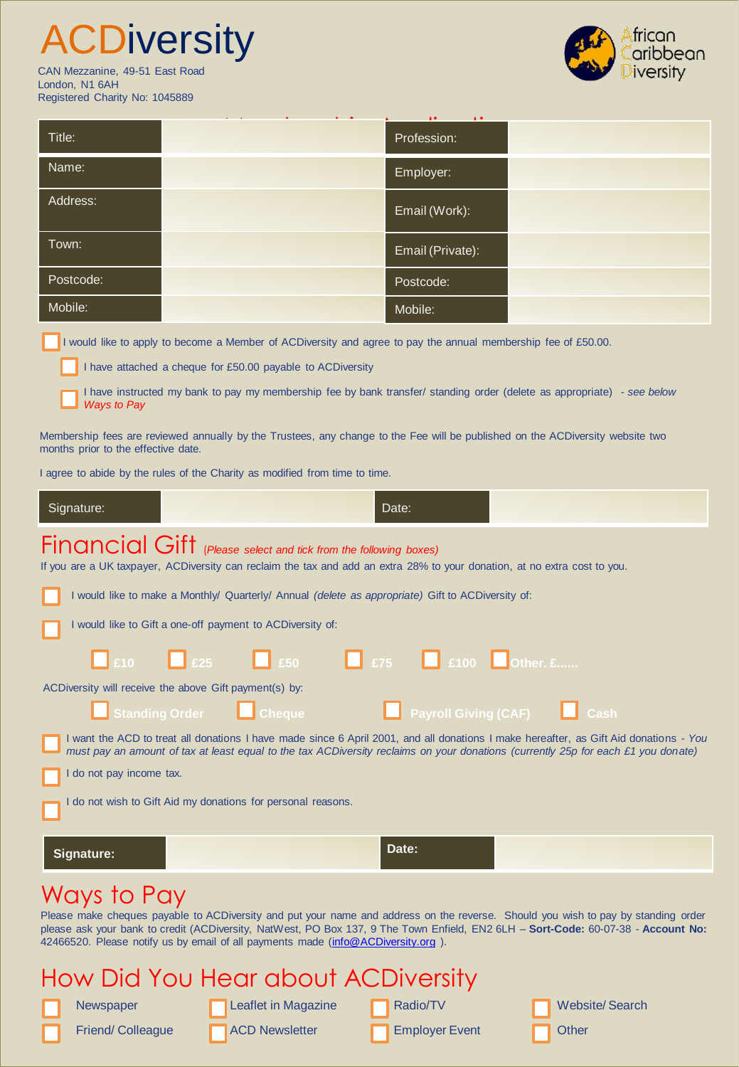# ACDiversity

CAN Mezzanine, 49-51 East Road
London, N1 6AH
Registered Charity No: 1045889

African Caribbean Diversity

| | | | |
|---|---|---|---|
| Title: | | Profession: | |
| Name: | | Employer: | |
| Address: | | Email (Work): | |
| Town: | | Email (Private): | |
| Postcode: | | Postcode: | |
| Mobile: | | Mobile: | |

☐ I would like to apply to become a Member of ACDiversity and agree to pay the annual membership fee of £50.00.

☐ I have attached a cheque for £50.00 payable to ACDiversity

☐ I have instructed my bank to pay my membership fee by bank transfer/ standing order (delete as appropriate) *- see below Ways to Pay*

Membership fees are reviewed annually by the Trustees, any change to the Fee will be published on the ACDiversity website two months prior to the effective date.

I agree to abide by the rules of the Charity as modified from time to time.

| | | | |
|---|---|---|---|
| Signature: | | Date: | |

## Financial Gift *(Please select and tick from the following boxes)*

If you are a UK taxpayer, ACDiversity can reclaim the tax and add an extra 28% to your donation, at no extra cost to you.

☐ I would like to make a Monthly/ Quarterly/ Annual *(delete as appropriate)* Gift to ACDiversity of:

☐ I would like to Gift a one-off payment to ACDiversity of:

☐ £10 ☐ £25 ☐ £50 ☐ £75 ☐ £100 ☐ Other. £......

ACDiversity will receive the above Gift payment(s) by:

☐ Standing Order ☐ Cheque ☐ Payroll Giving (CAF) ☐ Cash

☐ I want the ACD to treat all donations I have made since 6 April 2001, and all donations I make hereafter, as Gift Aid donations - *You must pay an amount of tax at least equal to the tax ACDiversity reclaims on your donations (currently 25p for each £1 you donate)*

☐ I do not pay income tax.

☐ I do not wish to Gift Aid my donations for personal reasons.

| | | | |
|---|---|---|---|
| **Signature:** | | **Date:** | |

## Ways to Pay

Please make cheques payable to ACDiversity and put your name and address on the reverse. Should you wish to pay by standing order please ask your bank to credit (ACDiversity, NatWest, PO Box 137, 9 The Town Enfield, EN2 6LH – **Sort-Code:** 60-07-38 - **Account No:** 42466520. Please notify us by email of all payments made (info@ACDiversity.org ).

## How Did You Hear about ACDiversity

☐ Newspaper ☐ Leaflet in Magazine ☐ Radio/TV ☐ Website/ Search

☐ Friend/ Colleague ☐ ACD Newsletter ☐ Employer Event ☐ Other